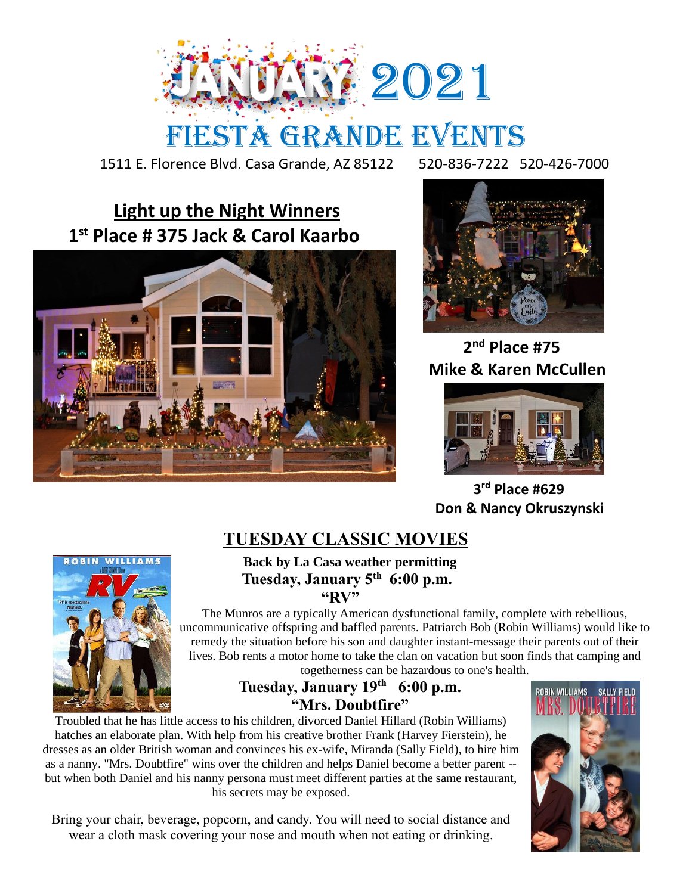# JANUARY 2021

# FIESTA GRANDE EVENTS

1511 E. Florence Blvd. Casa Grande, AZ 85122 520-836-7222 520-426-7000

## Light up the Night Winners

**1st Place # 375 Jack & Carol Kaarbo**

**2nd Place #75 Mike & Karen McCullen**

**3rd Place #629 Don & Nancy Okruszynski**

## TUESDAY CLASSIC MOVIES

**Back by La Casa weather permitting**

**Tuesday, January 5th 6:00 p.m.**

**"RV"**

The Munros are a typically American dysfunctional family, complete with rebellious, uncommunicative offspring and baffled parents. Patriarch Bob (Robin Williams) would like to remedy the situation before his son and daughter instant-message their parents out of their lives. Bob rents a motor home to take the clan on vacation but soon finds that camping and togetherness can be hazardous to one's health.

**Tuesday, January 19th 6:00 p.m.**

**"Mrs. Doubtfire"**

Troubled that he has little access to his children, divorced Daniel Hillard (Robin Williams) hatches an elaborate plan. With help from his creative brother Frank (Harvey Fierstein), he dresses as an older British woman and convinces his ex-wife, Miranda (Sally Field), to hire him as a nanny. "Mrs. Doubtfire" wins over the children and helps Daniel become a better parent -- but when both Daniel and his nanny persona must meet different parties at the same restaurant, his secrets may be exposed.

Bring your chair, beverage, popcorn, and candy. You will need to social distance and wear a cloth mask covering your nose and mouth when not eating or drinking.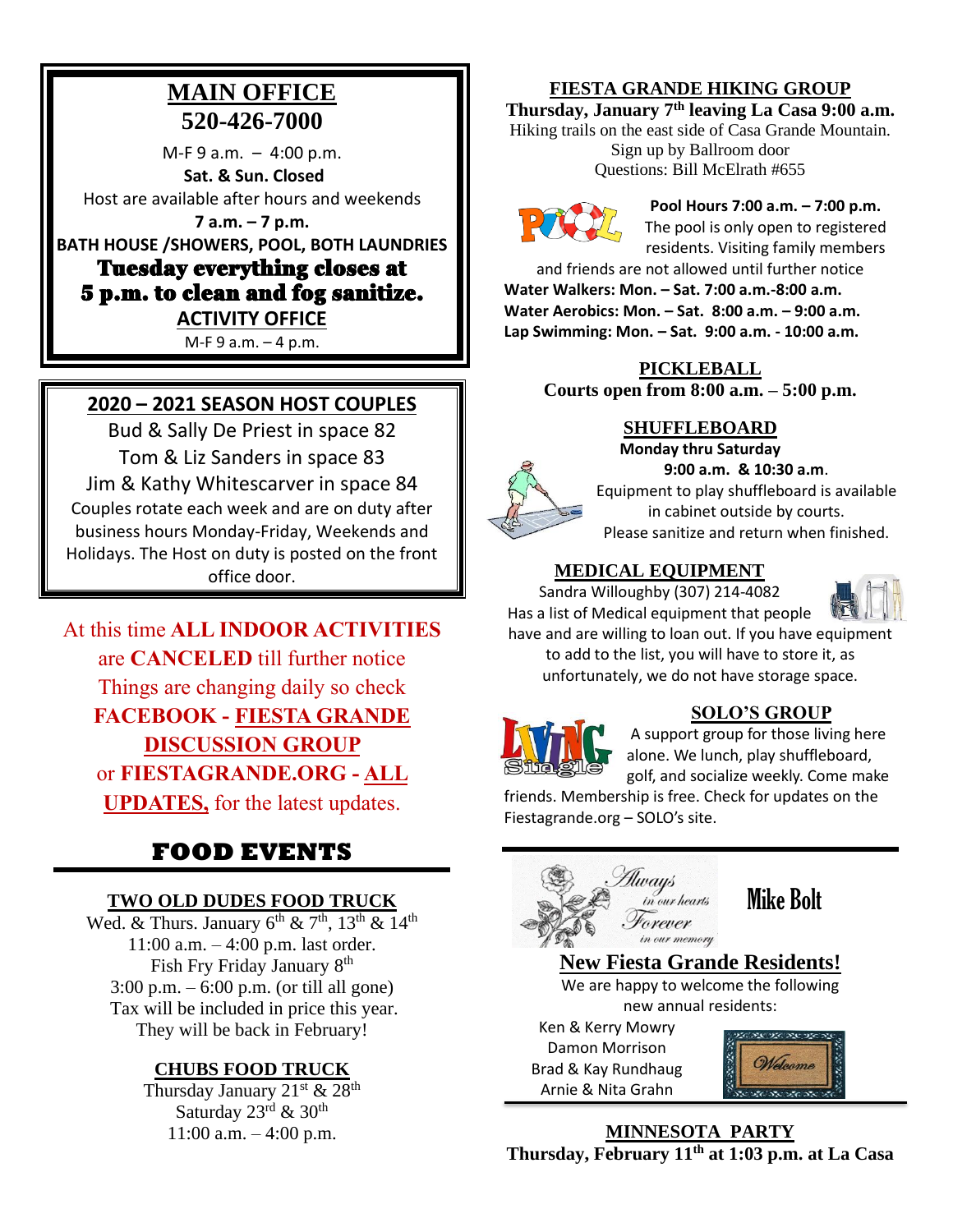## MAIN OFFICE
## 520-426-7000

M-F 9 a.m. – 4:00 p.m.

**Sat. & Sun. Closed**

Host are available after hours and weekends

**7 a.m. – 7 p.m.**

**BATH HOUSE /SHOWERS, POOL, BOTH LAUNDRIES**

**Tuesday everything closes at 5 p.m. to clean and fog sanitize.**

**ACTIVITY OFFICE**

M-F 9 a.m. – 4 p.m.

## 2020 – 2021 SEASON HOST COUPLES

Bud & Sally De Priest in space 82

Tom & Liz Sanders in space 83

Jim & Kathy Whitescarver in space 84

Couples rotate each week and are on duty after business hours Monday-Friday, Weekends and Holidays. The Host on duty is posted on the front office door.

At this time **ALL INDOOR ACTIVITIES** are **CANCELED** till further notice Things are changing daily so check **FACEBOOK - FIESTA GRANDE DISCUSSION GROUP** or **FIESTAGRANDE.ORG - ALL UPDATES,** for the latest updates.

## FOOD EVENTS

### TWO OLD DUDES FOOD TRUCK

Wed. & Thurs. January 6th & 7th, 13th & 14th
11:00 a.m. – 4:00 p.m. last order.
Fish Fry Friday January 8th
3:00 p.m. – 6:00 p.m. (or till all gone)
Tax will be included in price this year.
They will be back in February!

### CHUBS FOOD TRUCK

Thursday January 21st & 28th
Saturday 23rd & 30th
11:00 a.m. – 4:00 p.m.

## FIESTA GRANDE HIKING GROUP

**Thursday, January 7th leaving La Casa 9:00 a.m.**

Hiking trails on the east side of Casa Grande Mountain.
Sign up by Ballroom door
Questions: Bill McElrath #655

**Pool Hours 7:00 a.m. – 7:00 p.m.**

The pool is only open to registered residents. Visiting family members and friends are not allowed until further notice

**Water Walkers: Mon. – Sat. 7:00 a.m.-8:00 a.m.**
**Water Aerobics: Mon. – Sat. 8:00 a.m. – 9:00 a.m.**
**Lap Swimming: Mon. – Sat. 9:00 a.m. - 10:00 a.m.**

## PICKLEBALL

**Courts open from 8:00 a.m. – 5:00 p.m.**

## SHUFFLEBOARD

**Monday thru Saturday**
**9:00 a.m. & 10:30 a.m.**

Equipment to play shuffleboard is available in cabinet outside by courts. Please sanitize and return when finished.

## MEDICAL EQUIPMENT

Sandra Willoughby (307) 214-4082
Has a list of Medical equipment that people have and are willing to loan out. If you have equipment to add to the list, you will have to store it, as unfortunately, we do not have storage space.

## SOLO'S GROUP

A support group for those living here alone. We lunch, play shuffleboard, golf, and socialize weekly. Come make friends. Membership is free. Check for updates on the Fiestagrande.org – SOLO's site.

*Always in our hearts Forever in our memory*

**Mike Bolt**

## New Fiesta Grande Residents!

We are happy to welcome the following new annual residents:

Ken & Kerry Mowry
Damon Morrison
Brad & Kay Rundhaug
Arnie & Nita Grahn

## MINNESOTA PARTY

**Thursday, February 11th at 1:03 p.m. at La Casa**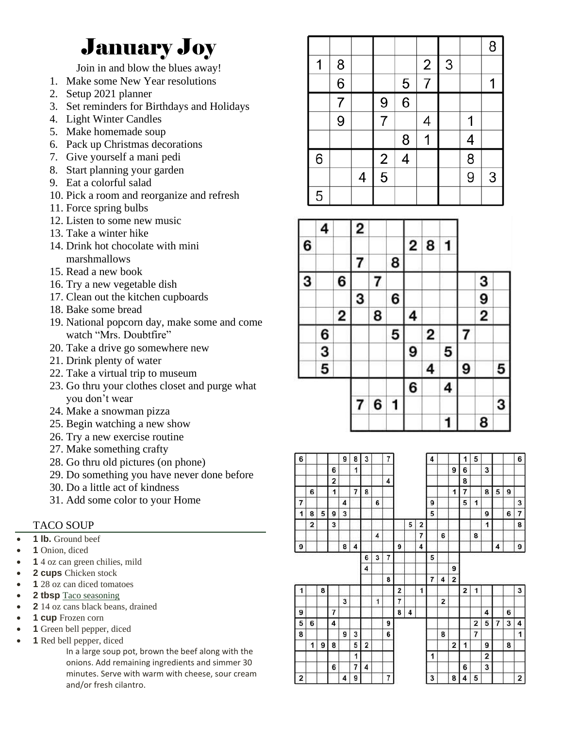# January Joy

Join in and blow the blues away!

1. Make some New Year resolutions
2. Setup 2021 planner
3. Set reminders for Birthdays and Holidays
4. Light Winter Candles
5. Make homemade soup
6. Pack up Christmas decorations
7. Give yourself a mani pedi
8. Start planning your garden
9. Eat a colorful salad
10. Pick a room and reorganize and refresh
11. Force spring bulbs
12. Listen to some new music
13. Take a winter hike
14. Drink hot chocolate with mini marshmallows
15. Read a new book
16. Try a new vegetable dish
17. Clean out the kitchen cupboards
18. Bake some bread
19. National popcorn day, make some and come watch "Mrs. Doubtfire"
20. Take a drive go somewhere new
21. Drink plenty of water
22. Take a virtual trip to museum
23. Go thru your clothes closet and purge what you don't wear
24. Make a snowman pizza
25. Begin watching a new show
26. Try a new exercise routine
27. Make something crafty
28. Go thru old pictures (on phone)
29. Do something you have never done before
30. Do a little act of kindness
31. Add some color to your Home

## TACO SOUP

- **1 lb.** Ground beef
- **1** Onion, diced
- **1** 4 oz can green chilies, mild
- **2 cups** Chicken stock
- **1** 28 oz can diced tomatoes
- **2 tbsp** Taco seasoning
- **2** 14 oz cans black beans, drained
- **1 cup** Frozen corn
- **1** Green bell pepper, diced
- **1** Red bell pepper, diced

In a large soup pot, brown the beef along with the onions. Add remaining ingredients and simmer 30 minutes. Serve with warm with cheese, sour cream and/or fresh cilantro.

| | | | | | | | | 8 |
|---|---|---|---|---|---|---|---|---|
| 1 | 8 | | | | 2 | 3 | | |
| | 6 | | | 5 | 7 | | | 1 |
| | 7 | | 9 | 6 | | | | |
| | 9 | | 7 | | 4 | | 1 | |
| | | | | 8 | 1 | | 4 | |
| 6 | | | 2 | 4 | | | 8 | |
| | | 4 | 5 | | | | 9 | 3 |
| 5 | | | | | | | | |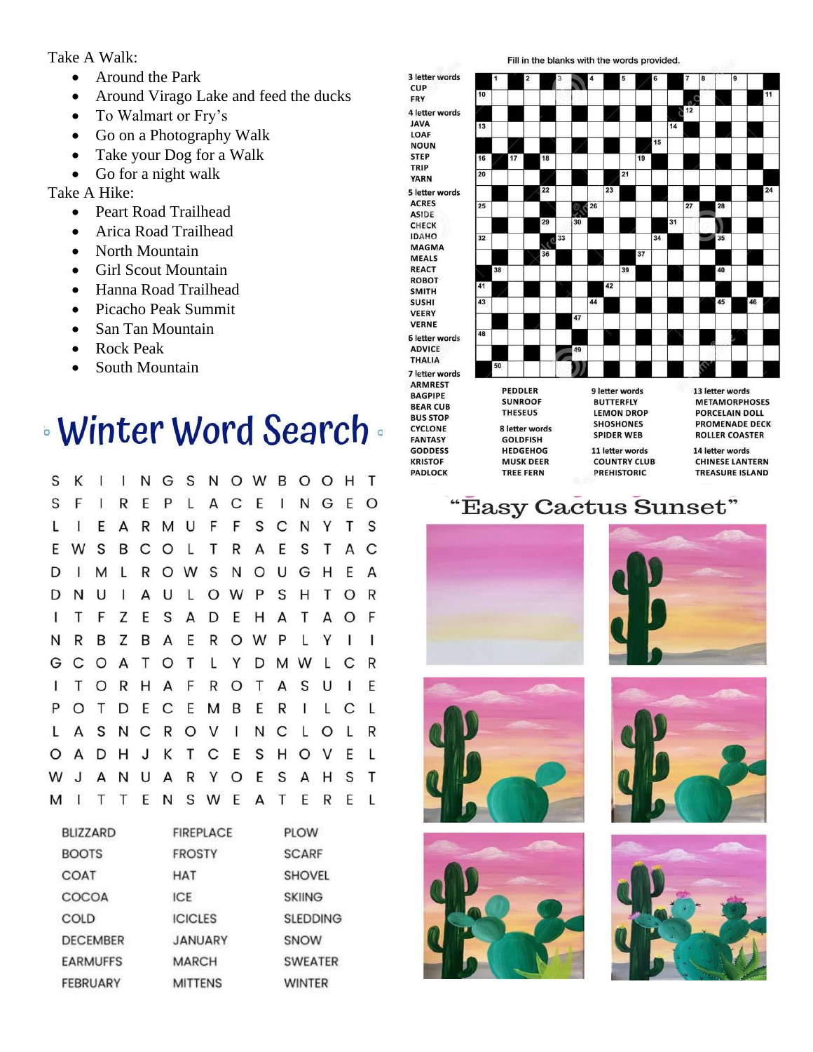Take A Walk:

- Around the Park
- Around Virago Lake and feed the ducks
- To Walmart or Fry's
- Go on a Photography Walk
- Take your Dog for a Walk
- Go for a night walk

Take A Hike:

- Peart Road Trailhead
- Arica Road Trailhead
- North Mountain
- Girl Scout Mountain
- Hanna Road Trailhead
- Picacho Peak Summit
- San Tan Mountain
- Rock Peak
- South Mountain

# Winter Word Search

```
S K I I N G S N O W B O O H T
S F I R E P L A C E I N G E O
L I E A R M U F F S C N Y T S
E W S B C O L T R A E S T A C
D I M L R O W S N O U G H E A
D N U I A U L O W P S H T O R
I T F Z E S A D E H A T A O F
N R B Z B A E R O W P L Y I I
G C O A T O T L Y D M W L C R
I T O R H A F R O T A S U I E
P O T D E C E M B E R I L C L
L A S N C R O V I N C L O L R
O A D H J K T C E S H O V E L
W J A N U A R Y O E S A H S T
M I T T E N S W E A T E R E L
```

| | | |
|---|---|---|
| BLIZZARD | FIREPLACE | PLOW |
| BOOTS | FROSTY | SCARF |
| COAT | HAT | SHOVEL |
| COCOA | ICE | SKIING |
| COLD | ICICLES | SLEDDING |
| DECEMBER | JANUARY | SNOW |
| EARMUFFS | MARCH | SWEATER |
| FEBRUARY | MITTENS | WINTER |

Fill in the blanks with the words provided.

**3 letter words**
CUP
FRY

**4 letter words**
JAVA
LOAF
NOUN
STEP
TRIP
YARN

**5 letter words**
ACRES
ASIDE
CHECK
IDAHO
MAGMA
MEALS
REACT
ROBOT
SMITH
SUSHI
VEERY
VERNE

**6 letter words**
ADVICE
THALIA

**7 letter words**
ARMREST
BAGPIPE
BEAR CUB
BUS STOP
CYCLONE
FANTASY
GODDESS
KRISTOF
PADLOCK
PEDDLER
SUNROOF
THESEUS

**8 letter words**
GOLDFISH
HEDGEHOG
MUSK DEER
TREE FERN

**9 letter words**
BUTTERFLY
LEMON DROP
SHOSHONES
SPIDER WEB

**11 letter words**
COUNTRY CLUB
PREHISTORIC

**13 letter words**
METAMORPHOSES
PORCELAIN DOLL
PROMENADE DECK
ROLLER COASTER

**14 letter words**
CHINESE LANTERN
TREASURE ISLAND

## "Easy Cactus Sunset"